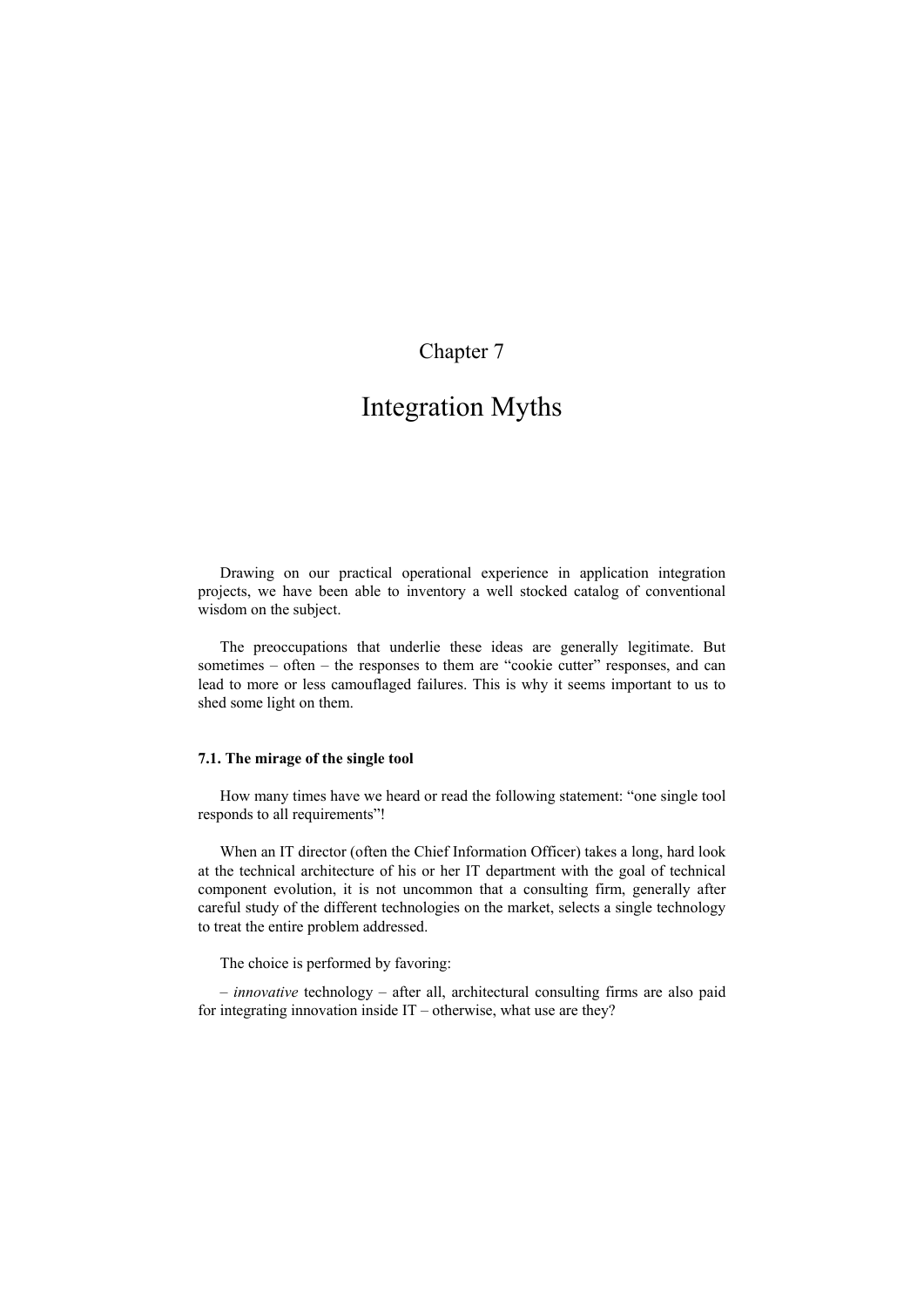# Chapter 7

# Integration Myths

Drawing on our practical operational experience in application integration projects, we have been able to inventory a well stocked catalog of conventional wisdom on the subject.

The preoccupations that underlie these ideas are generally legitimate. But sometimes – often – the responses to them are "cookie cutter" responses, and can lead to more or less camouflaged failures. This is why it seems important to us to shed some light on them.

## 7.1. The mirage of the single tool

How many times have we heard or read the following statement: "one single tool responds to all requirements"!

When an IT director (often the Chief Information Officer) takes a long, hard look at the technical architecture of his or her IT department with the goal of technical component evolution, it is not uncommon that a consulting firm, generally after careful study of the different technologies on the market, selects a single technology to treat the entire problem addressed.

The choice is performed by favoring:

– *innovative* technology – after all, architectural consulting firms are also paid for integrating innovation inside IT – otherwise, what use are they?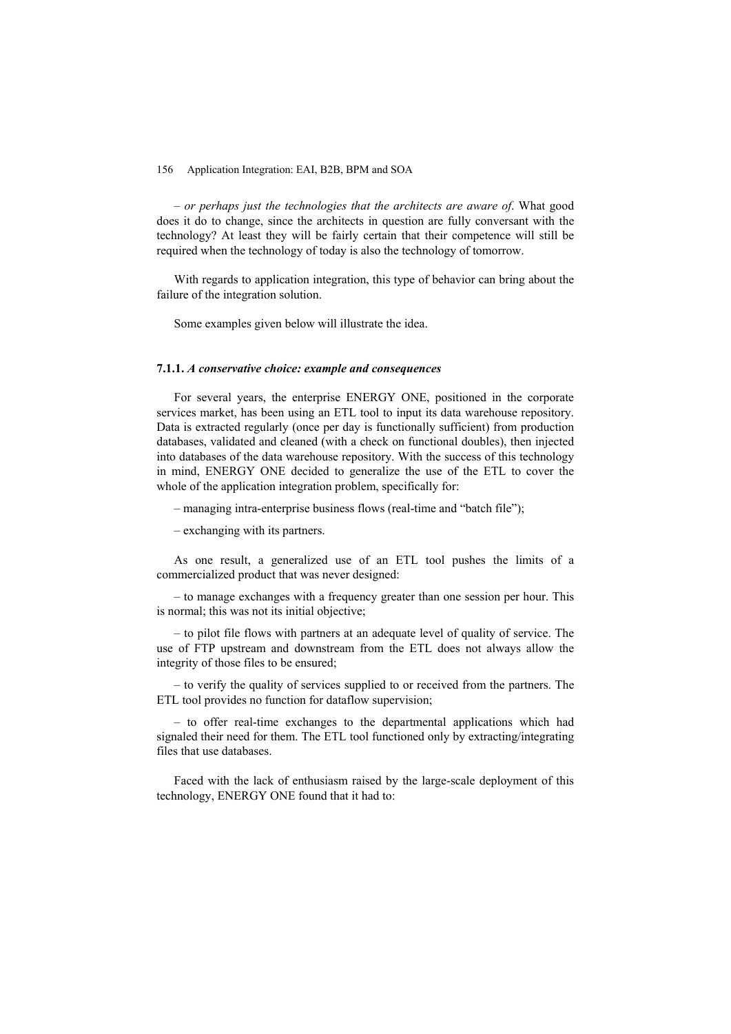– *or perhaps just the technologies that the architects are aware of*. What good does it do to change, since the architects in question are fully conversant with the technology? At least they will be fairly certain that their competence will still be required when the technology of today is also the technology of tomorrow.

With regards to application integration, this type of behavior can bring about the failure of the integration solution.

Some examples given below will illustrate the idea.

#### 7.1.1. *A conservative choice: example and consequences*

For several years, the enterprise ENERGY ONE, positioned in the corporate services market, has been using an ETL tool to input its data warehouse repository. Data is extracted regularly (once per day is functionally sufficient) from production databases, validated and cleaned (with a check on functional doubles), then injected into databases of the data warehouse repository. With the success of this technology in mind, ENERGY ONE decided to generalize the use of the ETL to cover the whole of the application integration problem, specifically for:

– managing intra-enterprise business flows (real-time and "batch file");

– exchanging with its partners.

As one result, a generalized use of an ETL tool pushes the limits of a commercialized product that was never designed:

– to manage exchanges with a frequency greater than one session per hour. This is normal; this was not its initial objective;

– to pilot file flows with partners at an adequate level of quality of service. The use of FTP upstream and downstream from the ETL does not always allow the integrity of those files to be ensured;

– to verify the quality of services supplied to or received from the partners. The ETL tool provides no function for dataflow supervision;

– to offer real-time exchanges to the departmental applications which had signaled their need for them. The ETL tool functioned only by extracting/integrating files that use databases.

Faced with the lack of enthusiasm raised by the large-scale deployment of this technology, ENERGY ONE found that it had to: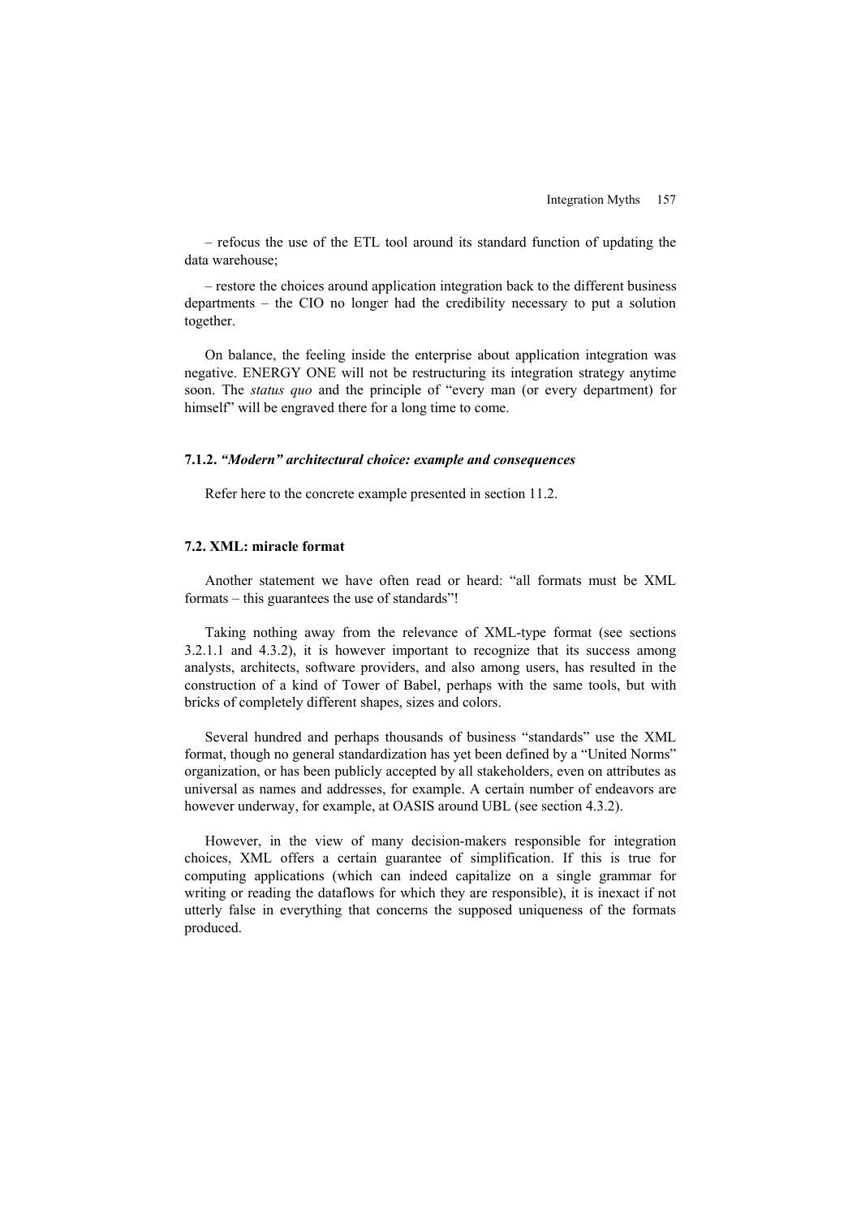– refocus the use of the ETL tool around its standard function of updating the data warehouse;

– restore the choices around application integration back to the different business departments – the CIO no longer had the credibility necessary to put a solution together.

On balance, the feeling inside the enterprise about application integration was negative. ENERGY ONE will not be restructuring its integration strategy anytime soon. The *status quo* and the principle of "every man (or every department) for himself" will be engraved there for a long time to come.

#### 7.1.2. *"Modern" architectural choice: example and consequences*

Refer here to the concrete example presented in section 11.2.

### 7.2. XML: miracle format

Another statement we have often read or heard: "all formats must be XML formats – this guarantees the use of standards"!

Taking nothing away from the relevance of XML-type format (see sections 3.2.1.1 and 4.3.2), it is however important to recognize that its success among analysts, architects, software providers, and also among users, has resulted in the construction of a kind of Tower of Babel, perhaps with the same tools, but with bricks of completely different shapes, sizes and colors.

Several hundred and perhaps thousands of business "standards" use the XML format, though no general standardization has yet been defined by a "United Norms" organization, or has been publicly accepted by all stakeholders, even on attributes as universal as names and addresses, for example. A certain number of endeavors are however underway, for example, at OASIS around UBL (see section 4.3.2).

However, in the view of many decision-makers responsible for integration choices, XML offers a certain guarantee of simplification. If this is true for computing applications (which can indeed capitalize on a single grammar for writing or reading the dataflows for which they are responsible), it is inexact if not utterly false in everything that concerns the supposed uniqueness of the formats produced.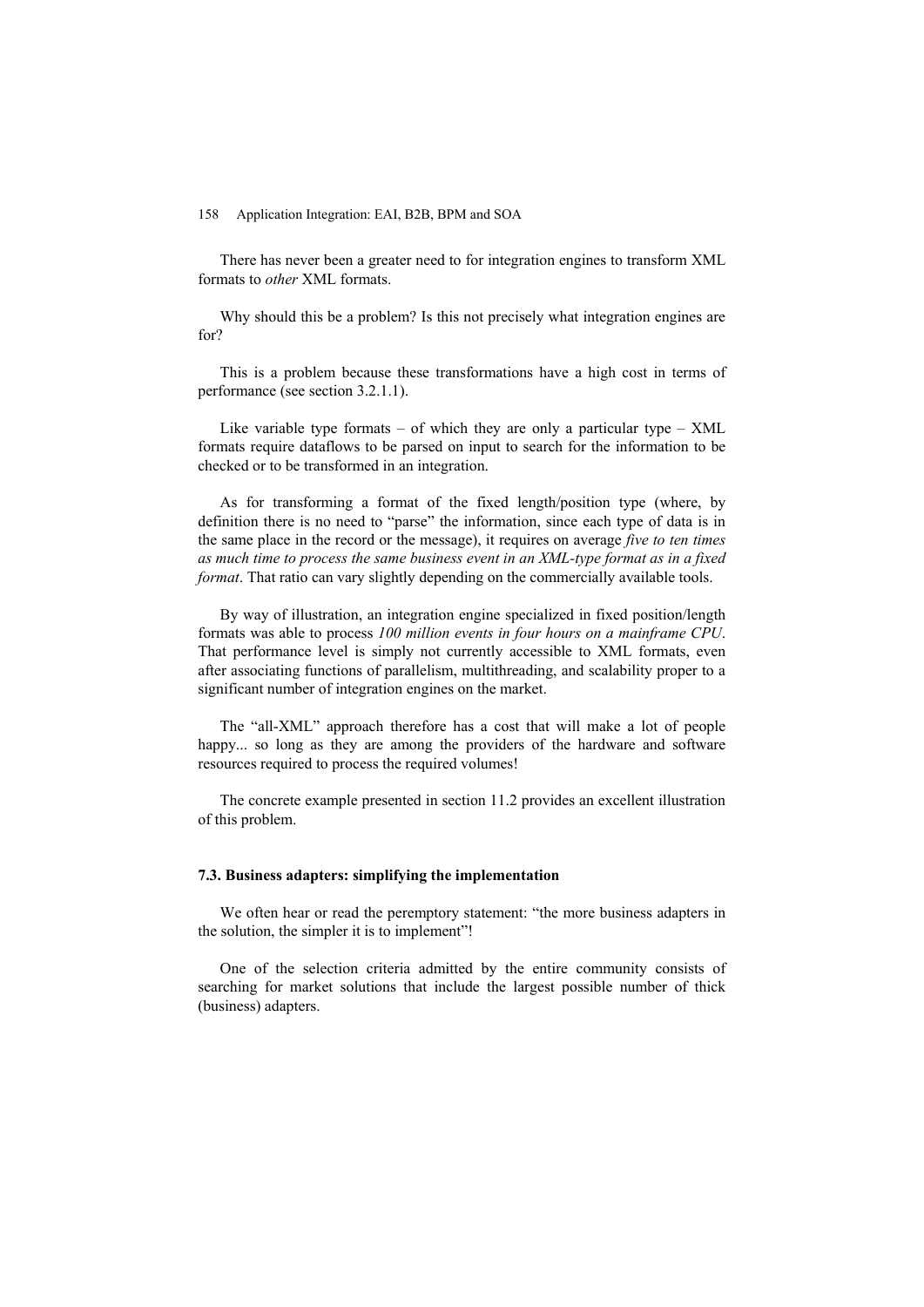There has never been a greater need to for integration engines to transform XML formats to *other* XML formats.

Why should this be a problem? Is this not precisely what integration engines are for?

This is a problem because these transformations have a high cost in terms of performance (see section 3.2.1.1).

Like variable type formats – of which they are only a particular type – XML formats require dataflows to be parsed on input to search for the information to be checked or to be transformed in an integration.

As for transforming a format of the fixed length/position type (where, by definition there is no need to "parse" the information, since each type of data is in the same place in the record or the message), it requires on average *five to ten times as much time to process the same business event in an XML-type format as in a fixed format*. That ratio can vary slightly depending on the commercially available tools.

By way of illustration, an integration engine specialized in fixed position/length formats was able to process *100 million events in four hours on a mainframe CPU*. That performance level is simply not currently accessible to XML formats, even after associating functions of parallelism, multithreading, and scalability proper to a significant number of integration engines on the market.

The "all-XML" approach therefore has a cost that will make a lot of people happy... so long as they are among the providers of the hardware and software resources required to process the required volumes!

The concrete example presented in section 11.2 provides an excellent illustration of this problem.

### 7.3. Business adapters: simplifying the implementation

We often hear or read the peremptory statement: "the more business adapters in the solution, the simpler it is to implement"!

One of the selection criteria admitted by the entire community consists of searching for market solutions that include the largest possible number of thick (business) adapters.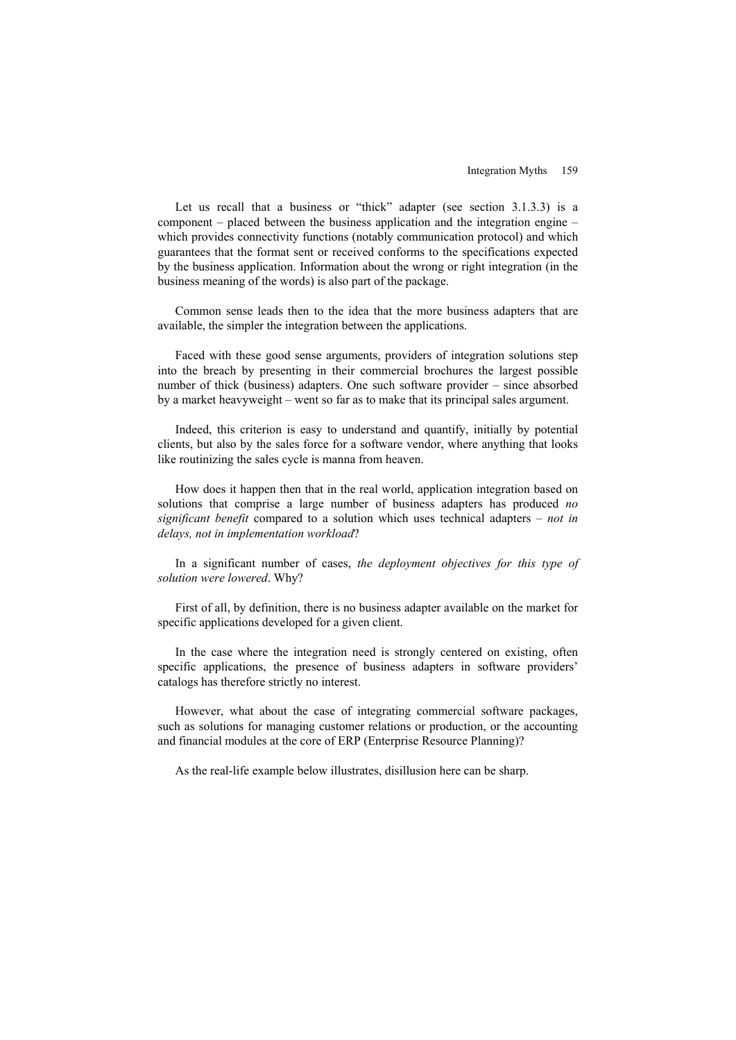Let us recall that a business or "thick" adapter (see section 3.1.3.3) is a component – placed between the business application and the integration engine – which provides connectivity functions (notably communication protocol) and which guarantees that the format sent or received conforms to the specifications expected by the business application. Information about the wrong or right integration (in the business meaning of the words) is also part of the package.

Common sense leads then to the idea that the more business adapters that are available, the simpler the integration between the applications.

Faced with these good sense arguments, providers of integration solutions step into the breach by presenting in their commercial brochures the largest possible number of thick (business) adapters. One such software provider – since absorbed by a market heavyweight – went so far as to make that its principal sales argument.

Indeed, this criterion is easy to understand and quantify, initially by potential clients, but also by the sales force for a software vendor, where anything that looks like routinizing the sales cycle is manna from heaven.

How does it happen then that in the real world, application integration based on solutions that comprise a large number of business adapters has produced *no significant benefit* compared to a solution which uses technical adapters – *not in delays, not in implementation workload*?

In a significant number of cases, *the deployment objectives for this type of solution were lowered*. Why?

First of all, by definition, there is no business adapter available on the market for specific applications developed for a given client.

In the case where the integration need is strongly centered on existing, often specific applications, the presence of business adapters in software providers' catalogs has therefore strictly no interest.

However, what about the case of integrating commercial software packages, such as solutions for managing customer relations or production, or the accounting and financial modules at the core of ERP (Enterprise Resource Planning)?

As the real-life example below illustrates, disillusion here can be sharp.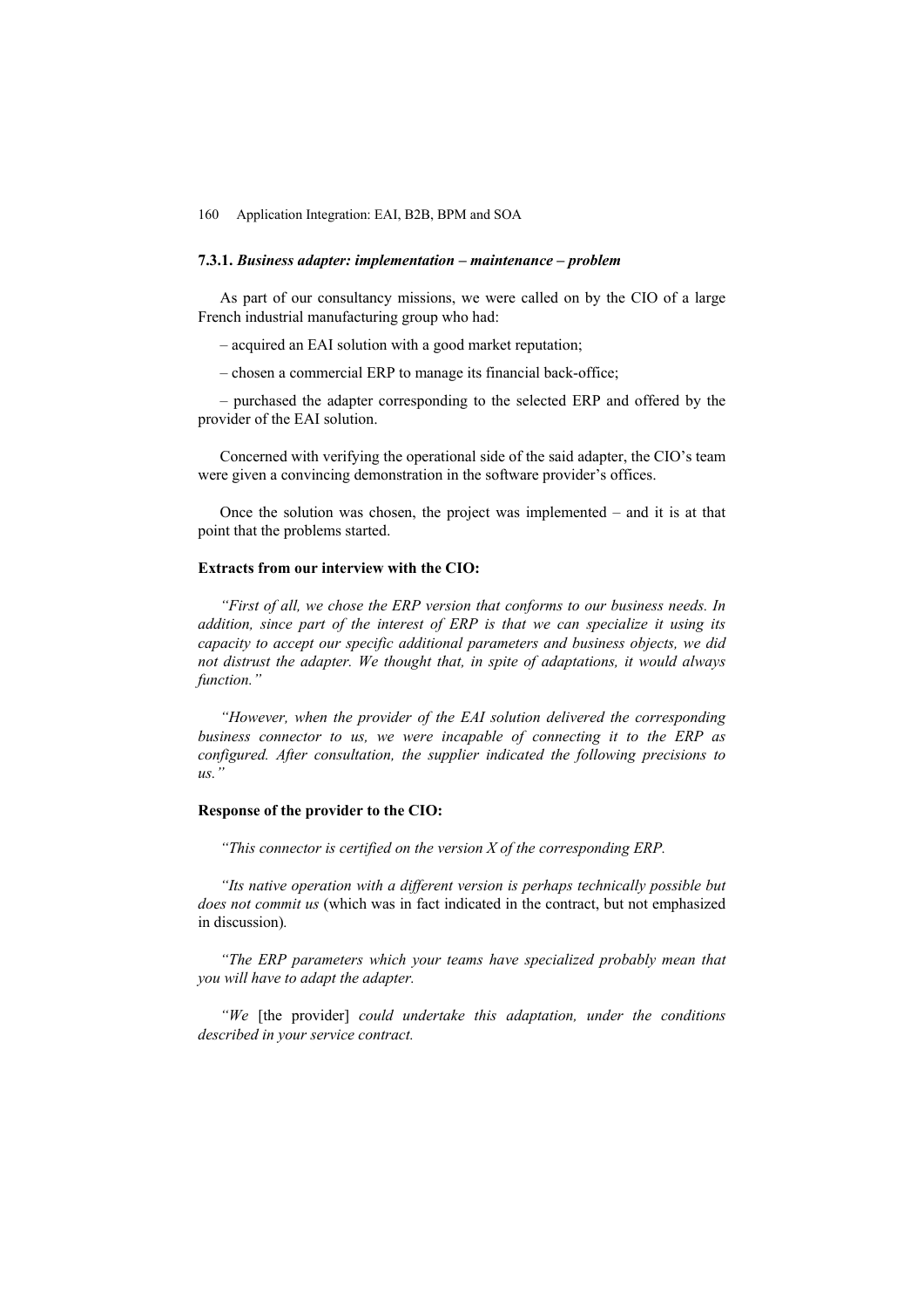### 7.3.1. *Business adapter: implementation – maintenance – problem*

As part of our consultancy missions, we were called on by the CIO of a large French industrial manufacturing group who had:

– acquired an EAI solution with a good market reputation;

– chosen a commercial ERP to manage its financial back-office;

– purchased the adapter corresponding to the selected ERP and offered by the provider of the EAI solution.

Concerned with verifying the operational side of the said adapter, the CIO's team were given a convincing demonstration in the software provider's offices.

Once the solution was chosen, the project was implemented – and it is at that point that the problems started.

**Extracts from our interview with the CIO:**

*"First of all, we chose the ERP version that conforms to our business needs. In addition, since part of the interest of ERP is that we can specialize it using its capacity to accept our specific additional parameters and business objects, we did not distrust the adapter. We thought that, in spite of adaptations, it would always function."*

*"However, when the provider of the EAI solution delivered the corresponding business connector to us, we were incapable of connecting it to the ERP as configured. After consultation, the supplier indicated the following precisions to us."*

**Response of the provider to the CIO:**

*"This connector is certified on the version X of the corresponding ERP.*

*"Its native operation with a different version is perhaps technically possible but does not commit us* (which was in fact indicated in the contract, but not emphasized in discussion)*.*

*"The ERP parameters which your teams have specialized probably mean that you will have to adapt the adapter.*

*"We* [the provider] *could undertake this adaptation, under the conditions described in your service contract.*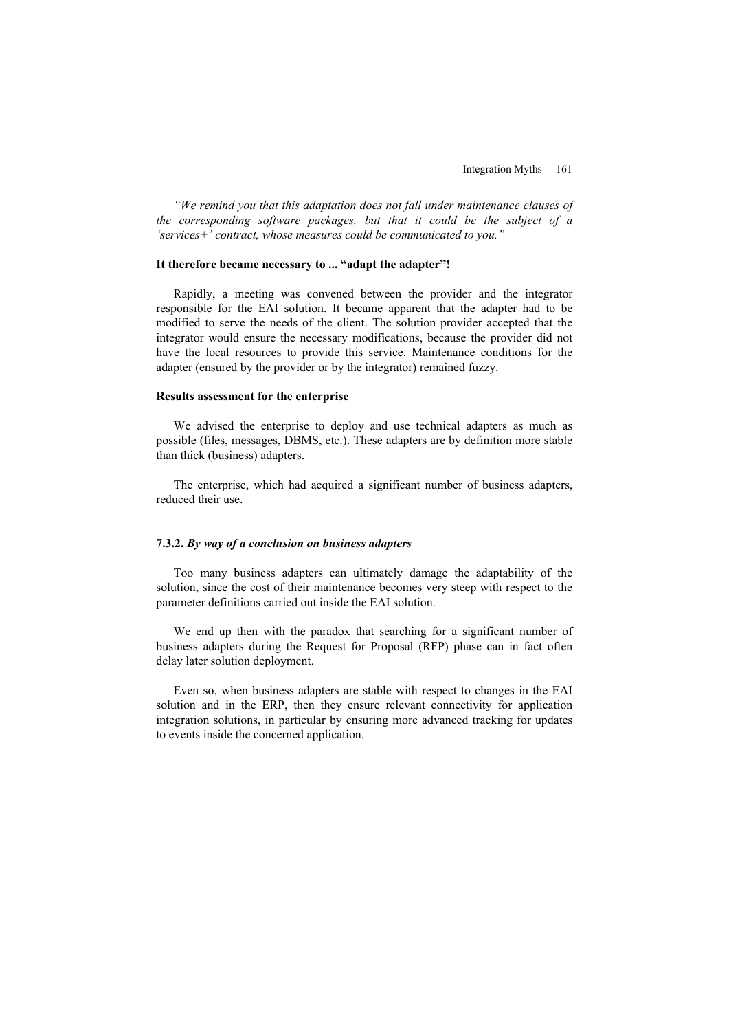*"We remind you that this adaptation does not fall under maintenance clauses of the corresponding software packages, but that it could be the subject of a 'services+' contract, whose measures could be communicated to you."*

**It therefore became necessary to ... "adapt the adapter"!**

Rapidly, a meeting was convened between the provider and the integrator responsible for the EAI solution. It became apparent that the adapter had to be modified to serve the needs of the client. The solution provider accepted that the integrator would ensure the necessary modifications, because the provider did not have the local resources to provide this service. Maintenance conditions for the adapter (ensured by the provider or by the integrator) remained fuzzy.

**Results assessment for the enterprise**

We advised the enterprise to deploy and use technical adapters as much as possible (files, messages, DBMS, etc.). These adapters are by definition more stable than thick (business) adapters.

The enterprise, which had acquired a significant number of business adapters, reduced their use.

### 7.3.2. *By way of a conclusion on business adapters*

Too many business adapters can ultimately damage the adaptability of the solution, since the cost of their maintenance becomes very steep with respect to the parameter definitions carried out inside the EAI solution.

We end up then with the paradox that searching for a significant number of business adapters during the Request for Proposal (RFP) phase can in fact often delay later solution deployment.

Even so, when business adapters are stable with respect to changes in the EAI solution and in the ERP, then they ensure relevant connectivity for application integration solutions, in particular by ensuring more advanced tracking for updates to events inside the concerned application.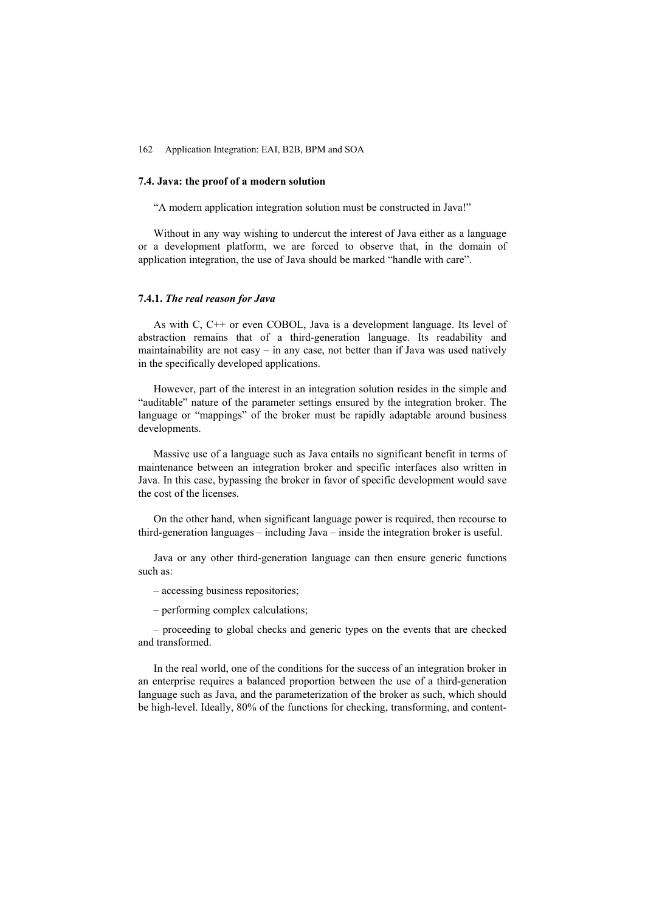### 7.4. Java: the proof of a modern solution

"A modern application integration solution must be constructed in Java!"

Without in any way wishing to undercut the interest of Java either as a language or a development platform, we are forced to observe that, in the domain of application integration, the use of Java should be marked "handle with care".

#### 7.4.1. *The real reason for Java*

As with C, C++ or even COBOL, Java is a development language. Its level of abstraction remains that of a third-generation language. Its readability and maintainability are not easy – in any case, not better than if Java was used natively in the specifically developed applications.

However, part of the interest in an integration solution resides in the simple and "auditable" nature of the parameter settings ensured by the integration broker. The language or "mappings" of the broker must be rapidly adaptable around business developments.

Massive use of a language such as Java entails no significant benefit in terms of maintenance between an integration broker and specific interfaces also written in Java. In this case, bypassing the broker in favor of specific development would save the cost of the licenses.

On the other hand, when significant language power is required, then recourse to third-generation languages – including Java – inside the integration broker is useful.

Java or any other third-generation language can then ensure generic functions such as:

– accessing business repositories;

– performing complex calculations;

– proceeding to global checks and generic types on the events that are checked and transformed.

In the real world, one of the conditions for the success of an integration broker in an enterprise requires a balanced proportion between the use of a third-generation language such as Java, and the parameterization of the broker as such, which should be high-level. Ideally, 80% of the functions for checking, transforming, and content-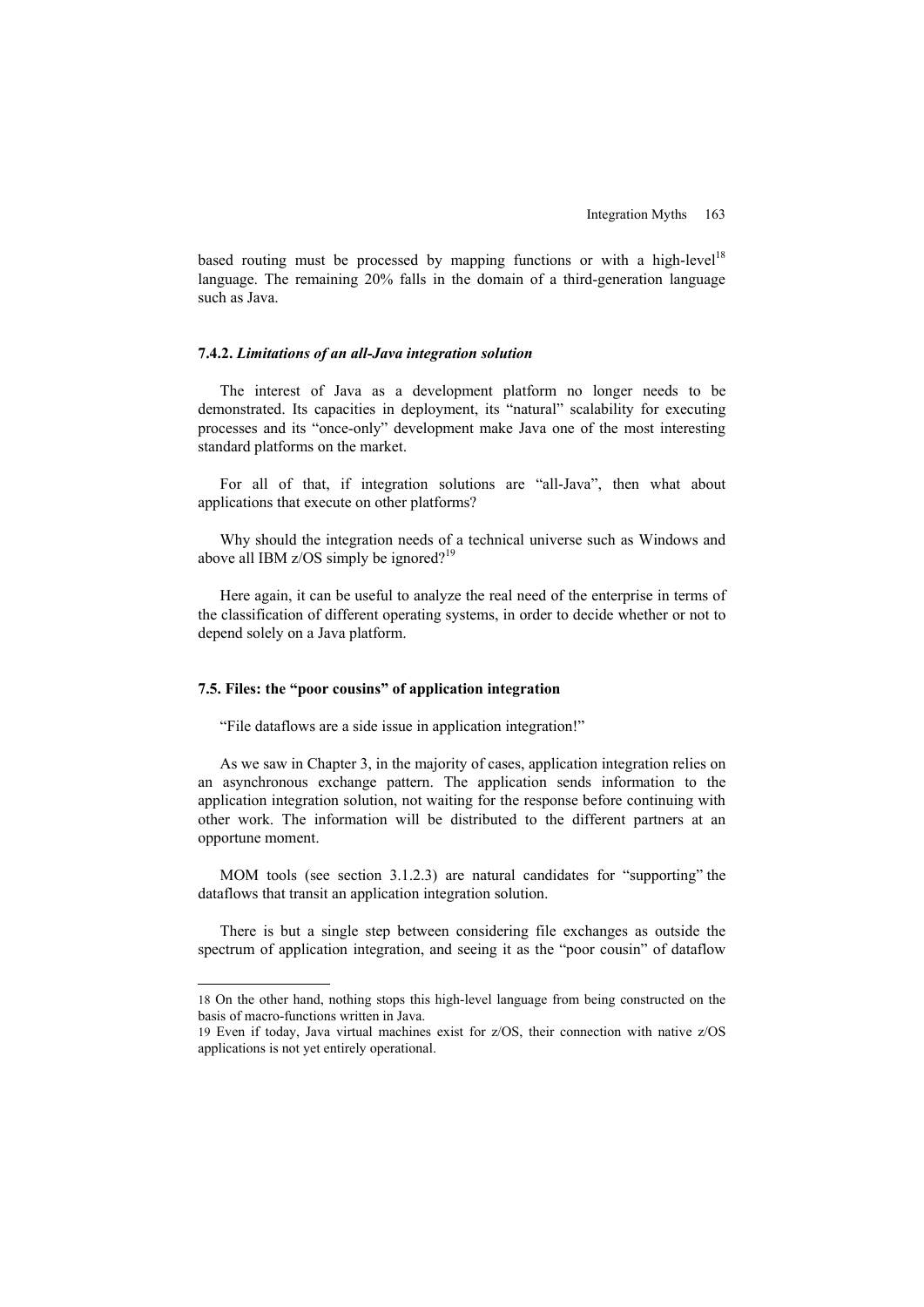based routing must be processed by mapping functions or with a high-level[18] language. The remaining 20% falls in the domain of a third-generation language such as Java.

### 7.4.2. *Limitations of an all-Java integration solution*

The interest of Java as a development platform no longer needs to be demonstrated. Its capacities in deployment, its "natural" scalability for executing processes and its "once-only" development make Java one of the most interesting standard platforms on the market.

For all of that, if integration solutions are "all-Java", then what about applications that execute on other platforms?

Why should the integration needs of a technical universe such as Windows and above all IBM z/OS simply be ignored?[19]

Here again, it can be useful to analyze the real need of the enterprise in terms of the classification of different operating systems, in order to decide whether or not to depend solely on a Java platform.

## 7.5. Files: the "poor cousins" of application integration

"File dataflows are a side issue in application integration!"

As we saw in Chapter 3, in the majority of cases, application integration relies on an asynchronous exchange pattern. The application sends information to the application integration solution, not waiting for the response before continuing with other work. The information will be distributed to the different partners at an opportune moment.

MOM tools (see section 3.1.2.3) are natural candidates for "supporting" the dataflows that transit an application integration solution.

There is but a single step between considering file exchanges as outside the spectrum of application integration, and seeing it as the "poor cousin" of dataflow

---

18 On the other hand, nothing stops this high-level language from being constructed on the basis of macro-functions written in Java.

19 Even if today, Java virtual machines exist for z/OS, their connection with native z/OS applications is not yet entirely operational.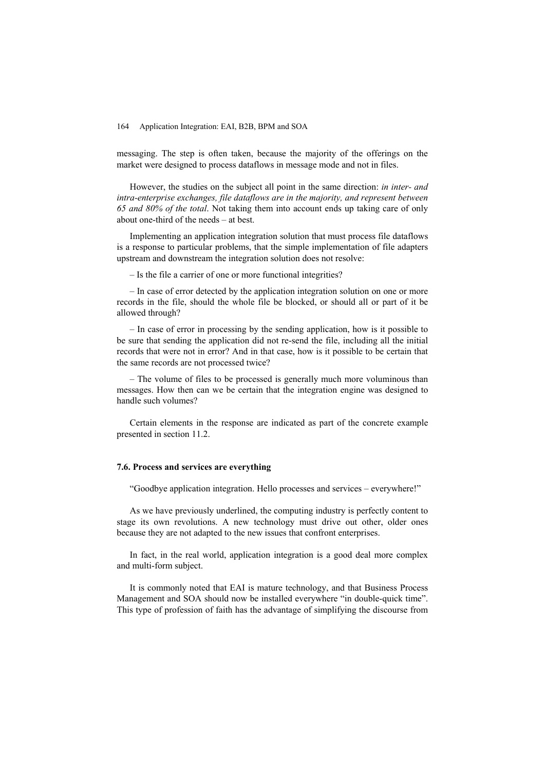messaging. The step is often taken, because the majority of the offerings on the market were designed to process dataflows in message mode and not in files.

However, the studies on the subject all point in the same direction: *in inter- and intra-enterprise exchanges, file dataflows are in the majority, and represent between 65 and 80% of the total*. Not taking them into account ends up taking care of only about one-third of the needs – at best.

Implementing an application integration solution that must process file dataflows is a response to particular problems, that the simple implementation of file adapters upstream and downstream the integration solution does not resolve:

– Is the file a carrier of one or more functional integrities?

– In case of error detected by the application integration solution on one or more records in the file, should the whole file be blocked, or should all or part of it be allowed through?

– In case of error in processing by the sending application, how is it possible to be sure that sending the application did not re-send the file, including all the initial records that were not in error? And in that case, how is it possible to be certain that the same records are not processed twice?

– The volume of files to be processed is generally much more voluminous than messages. How then can we be certain that the integration engine was designed to handle such volumes?

Certain elements in the response are indicated as part of the concrete example presented in section 11.2.

### 7.6. Process and services are everything

"Goodbye application integration. Hello processes and services – everywhere!"

As we have previously underlined, the computing industry is perfectly content to stage its own revolutions. A new technology must drive out other, older ones because they are not adapted to the new issues that confront enterprises.

In fact, in the real world, application integration is a good deal more complex and multi-form subject.

It is commonly noted that EAI is mature technology, and that Business Process Management and SOA should now be installed everywhere "in double-quick time". This type of profession of faith has the advantage of simplifying the discourse from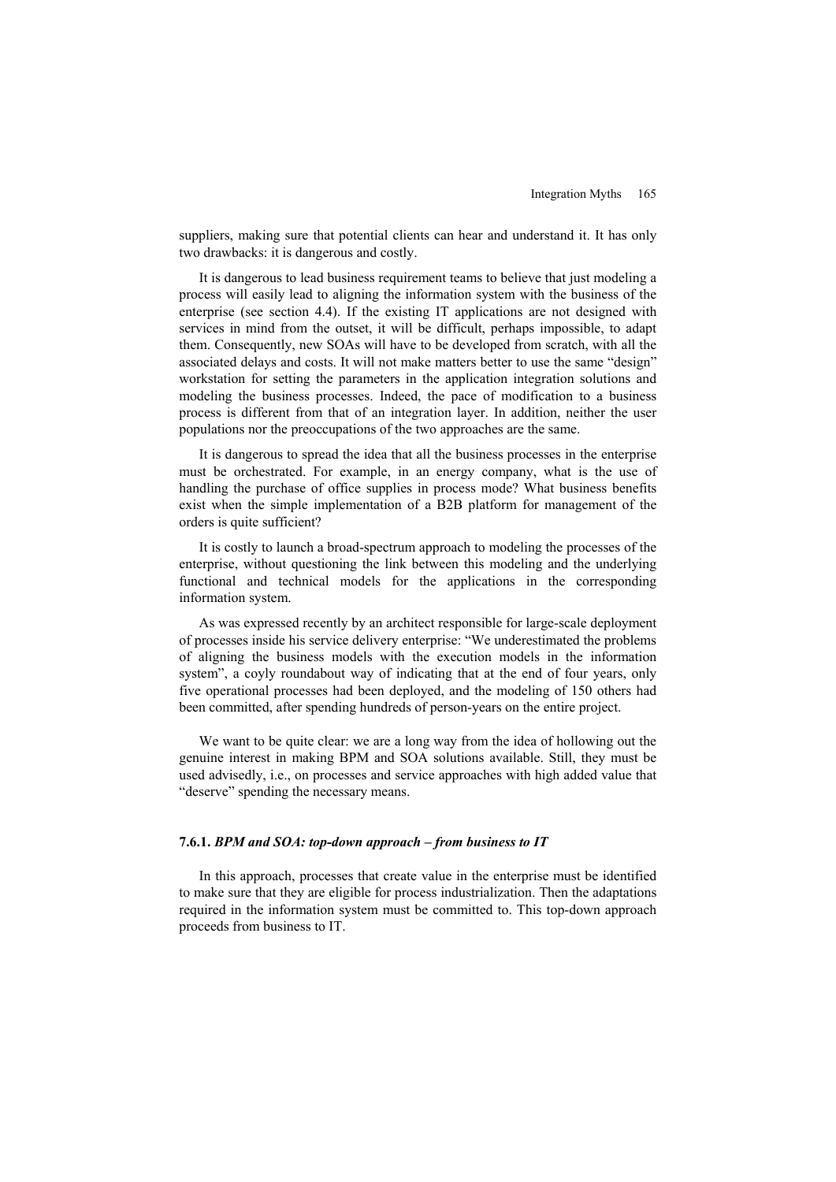suppliers, making sure that potential clients can hear and understand it. It has only two drawbacks: it is dangerous and costly.

It is dangerous to lead business requirement teams to believe that just modeling a process will easily lead to aligning the information system with the business of the enterprise (see section 4.4). If the existing IT applications are not designed with services in mind from the outset, it will be difficult, perhaps impossible, to adapt them. Consequently, new SOAs will have to be developed from scratch, with all the associated delays and costs. It will not make matters better to use the same "design" workstation for setting the parameters in the application integration solutions and modeling the business processes. Indeed, the pace of modification to a business process is different from that of an integration layer. In addition, neither the user populations nor the preoccupations of the two approaches are the same.

It is dangerous to spread the idea that all the business processes in the enterprise must be orchestrated. For example, in an energy company, what is the use of handling the purchase of office supplies in process mode? What business benefits exist when the simple implementation of a B2B platform for management of the orders is quite sufficient?

It is costly to launch a broad-spectrum approach to modeling the processes of the enterprise, without questioning the link between this modeling and the underlying functional and technical models for the applications in the corresponding information system.

As was expressed recently by an architect responsible for large-scale deployment of processes inside his service delivery enterprise: "We underestimated the problems of aligning the business models with the execution models in the information system", a coyly roundabout way of indicating that at the end of four years, only five operational processes had been deployed, and the modeling of 150 others had been committed, after spending hundreds of person-years on the entire project.

We want to be quite clear: we are a long way from the idea of hollowing out the genuine interest in making BPM and SOA solutions available. Still, they must be used advisedly, i.e., on processes and service approaches with high added value that "deserve" spending the necessary means.

### 7.6.1. *BPM and SOA: top-down approach – from business to IT*

In this approach, processes that create value in the enterprise must be identified to make sure that they are eligible for process industrialization. Then the adaptations required in the information system must be committed to. This top-down approach proceeds from business to IT.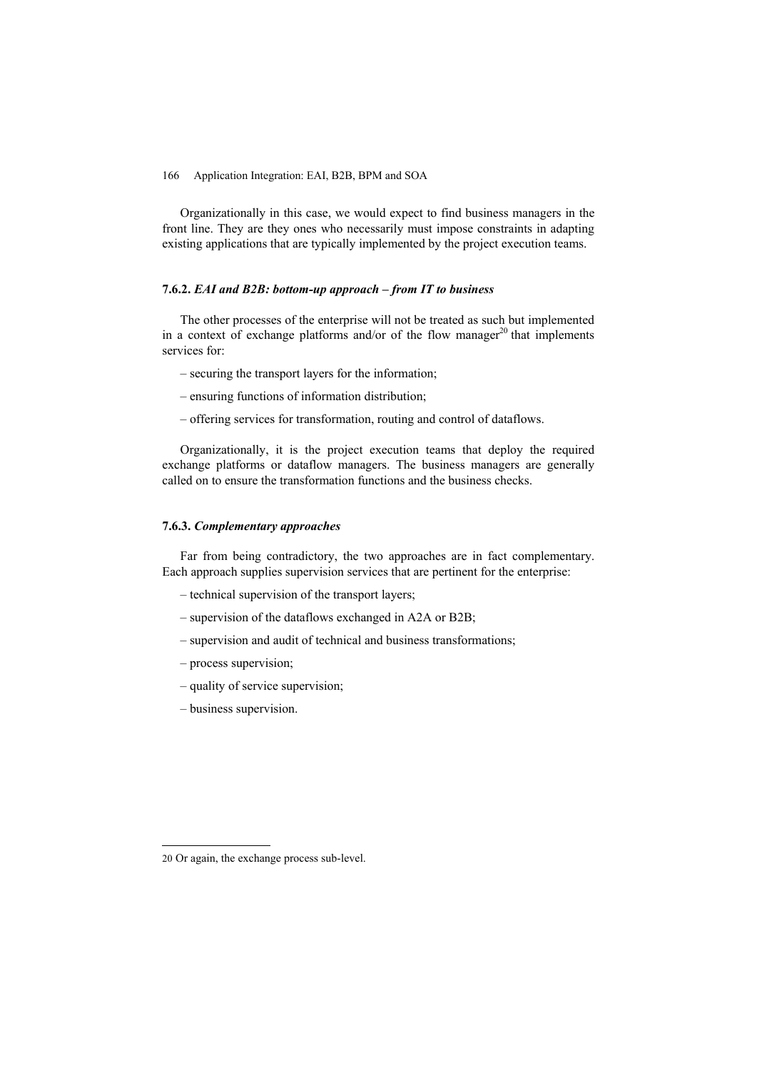Organizationally in this case, we would expect to find business managers in the front line. They are they ones who necessarily must impose constraints in adapting existing applications that are typically implemented by the project execution teams.

### 7.6.2. *EAI and B2B: bottom-up approach – from IT to business*

The other processes of the enterprise will not be treated as such but implemented in a context of exchange platforms and/or of the flow manager[20] that implements services for:

– securing the transport layers for the information;

– ensuring functions of information distribution;

– offering services for transformation, routing and control of dataflows.

Organizationally, it is the project execution teams that deploy the required exchange platforms or dataflow managers. The business managers are generally called on to ensure the transformation functions and the business checks.

### 7.6.3. *Complementary approaches*

Far from being contradictory, the two approaches are in fact complementary. Each approach supplies supervision services that are pertinent for the enterprise:

– technical supervision of the transport layers;

– supervision of the dataflows exchanged in A2A or B2B;

– supervision and audit of technical and business transformations;

– process supervision;

– quality of service supervision;

– business supervision.

---

20 Or again, the exchange process sub-level.